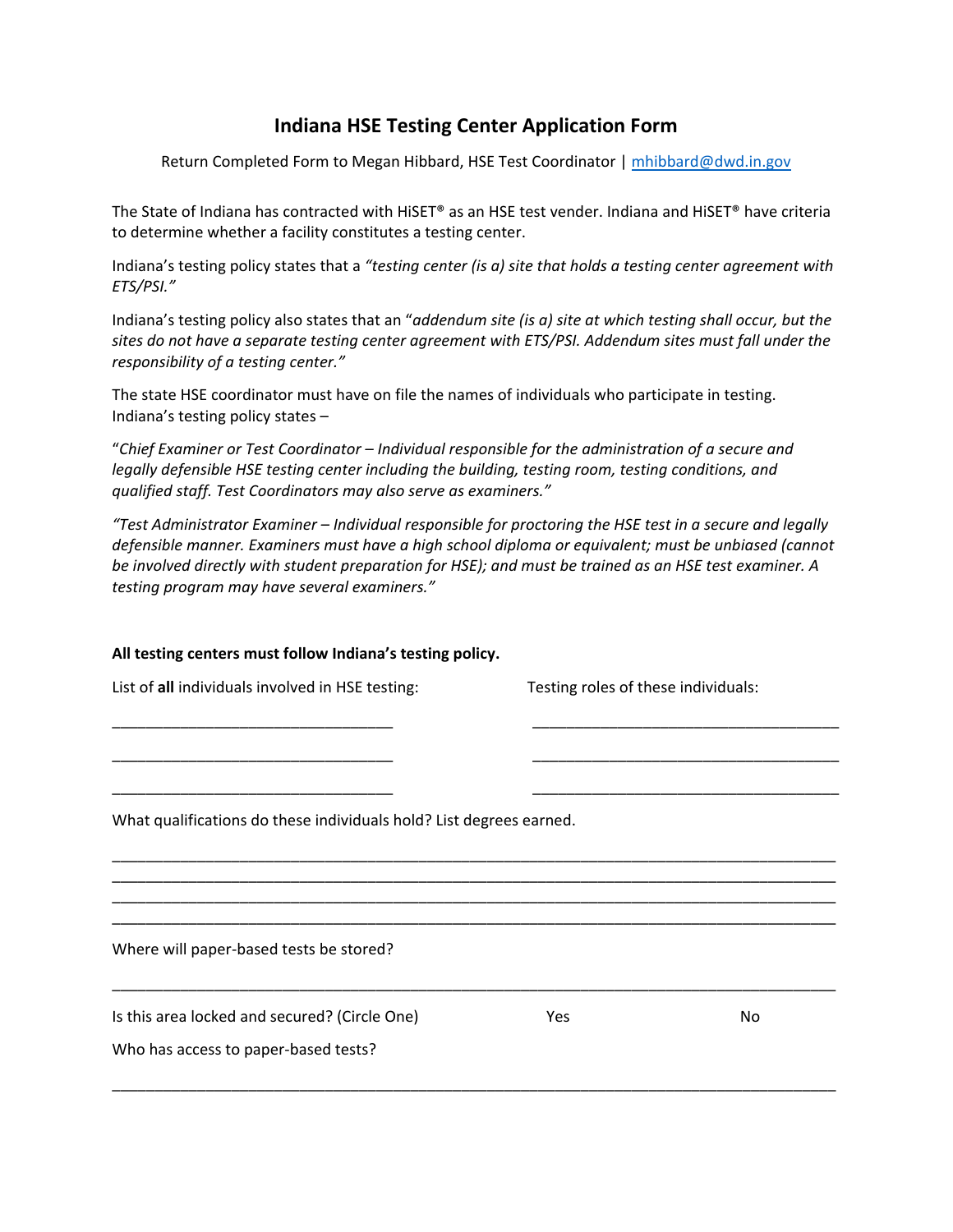# Indiana HSE Testing Center Application Form

Return Completed Form to Megan Hibbard, HSE Test Coordinator | mhibbard@dwd.in.gov

The State of Indiana has contracted with HiSET® as an HSE test vender. Indiana and HiSET® have criteria to determine whether a facility constitutes a testing center.

Indiana's testing policy states that a *"testing center (is a) site that holds a testing center agreement with ETS/PSI."*

Indiana's testing policy also states that an "*addendum site (is a) site at which testing shall occur, but the sites do not have a separate testing center agreement with ETS/PSI. Addendum sites must fall under the responsibility of a testing center."*

The state HSE coordinator must have on file the names of individuals who participate in testing. Indiana's testing policy states –

"*Chief Examiner or Test Coordinator – Individual responsible for the administration of a secure and legally defensible HSE testing center including the building, testing room, testing conditions, and qualified staff. Test Coordinators may also serve as examiners."*

*"Test Administrator Examiner – Individual responsible for proctoring the HSE test in a secure and legally defensible manner. Examiners must have a high school diploma or equivalent; must be unbiased (cannot be involved directly with student preparation for HSE); and must be trained as an HSE test examiner. A testing program may have several examiners."*

**All testing centers must follow Indiana's testing policy.**

| List of **all** individuals involved in HSE testing: | Testing roles of these individuals: |
| --- | --- |
| ______________________________ | ______________________________ |
| ______________________________ | ______________________________ |
| ______________________________ | ______________________________ |

What qualifications do these individuals hold? List degrees earned.

______________________________________________________________________________
______________________________________________________________________________
______________________________________________________________________________
______________________________________________________________________________

Where will paper-based tests be stored?

______________________________________________________________________________

Is this area locked and secured? (Circle One) Yes No

Who has access to paper-based tests?

______________________________________________________________________________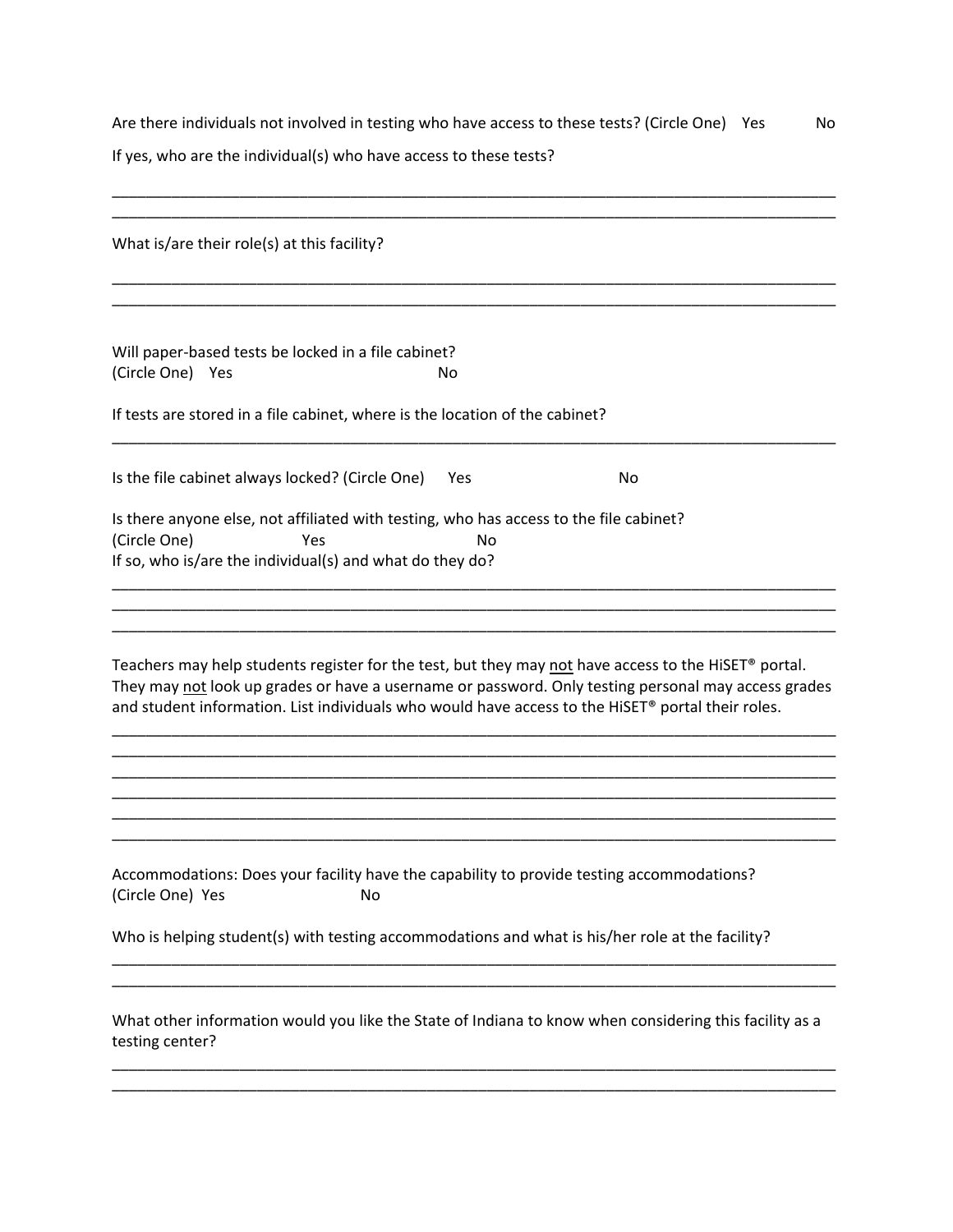Are there individuals not involved in testing who have access to these tests? (Circle One) Yes No

If yes, who are the individual(s) who have access to these tests?

________________________________________________________________________________________
________________________________________________________________________________________

What is/are their role(s) at this facility?

________________________________________________________________________________________
________________________________________________________________________________________

Will paper-based tests be locked in a file cabinet?
(Circle One) Yes No

If tests are stored in a file cabinet, where is the location of the cabinet?

________________________________________________________________________________________

Is the file cabinet always locked? (Circle One) Yes No

Is there anyone else, not affiliated with testing, who has access to the file cabinet?
(Circle One) Yes No
If so, who is/are the individual(s) and what do they do?

________________________________________________________________________________________
________________________________________________________________________________________
________________________________________________________________________________________

Teachers may help students register for the test, but they may <u>not</u> have access to the HiSET® portal. They may <u>not</u> look up grades or have a username or password. Only testing personal may access grades and student information. List individuals who would have access to the HiSET® portal their roles.

________________________________________________________________________________________
________________________________________________________________________________________
________________________________________________________________________________________
________________________________________________________________________________________
________________________________________________________________________________________
________________________________________________________________________________________

Accommodations: Does your facility have the capability to provide testing accommodations?
(Circle One) Yes No

Who is helping student(s) with testing accommodations and what is his/her role at the facility?

________________________________________________________________________________________
________________________________________________________________________________________

What other information would you like the State of Indiana to know when considering this facility as a testing center?

________________________________________________________________________________________
________________________________________________________________________________________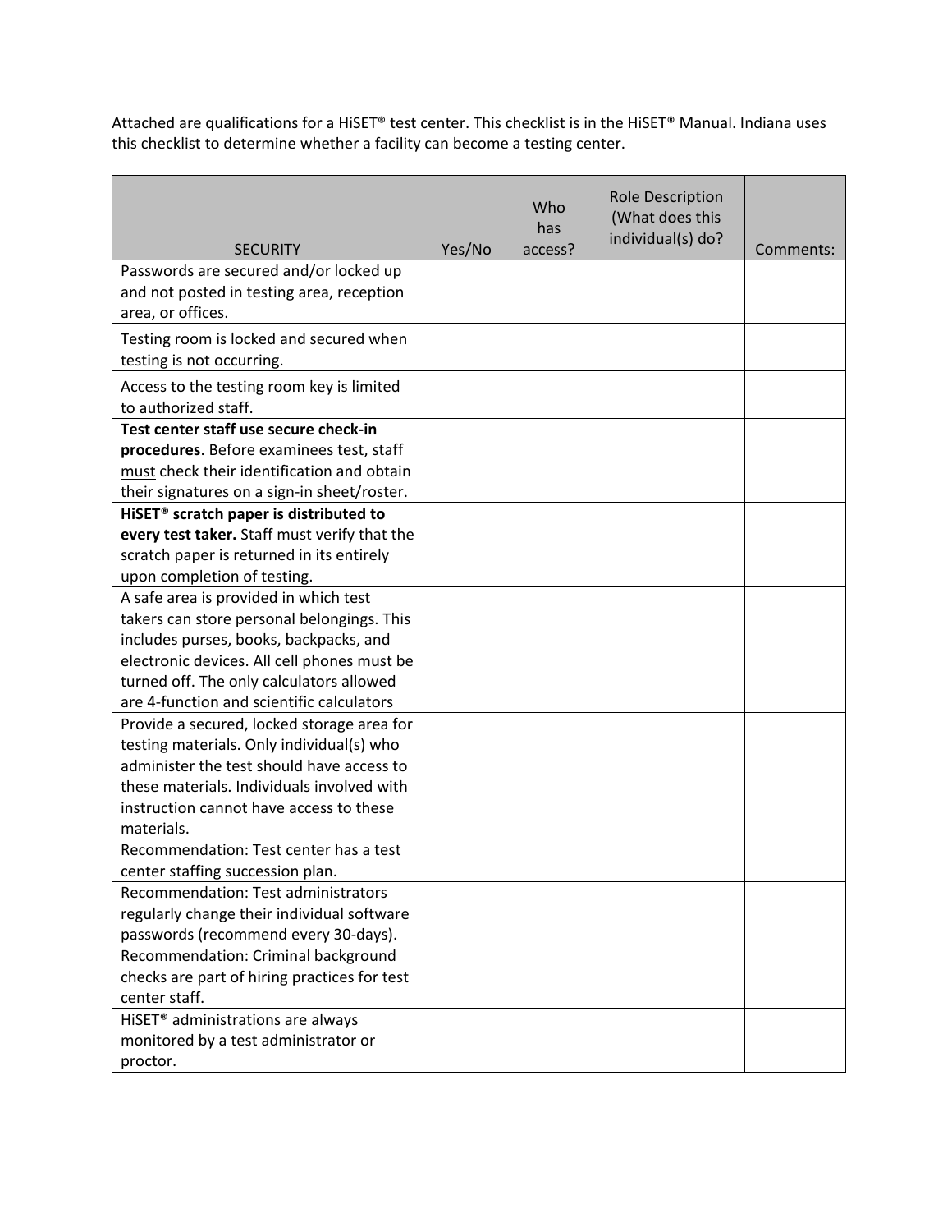Attached are qualifications for a HiSET® test center. This checklist is in the HiSET® Manual. Indiana uses this checklist to determine whether a facility can become a testing center.

| SECURITY | Yes/No | Who has access? | Role Description (What does this individual(s) do? | Comments: |
|---|---|---|---|---|
| Passwords are secured and/or locked up and not posted in testing area, reception area, or offices. | | | | |
| Testing room is locked and secured when testing is not occurring. | | | | |
| Access to the testing room key is limited to authorized staff. | | | | |
| **Test center staff use secure check-in procedures**. Before examinees test, staff <u>must</u> check their identification and obtain their signatures on a sign-in sheet/roster. | | | | |
| **HiSET® scratch paper is distributed to every test taker.** Staff must verify that the scratch paper is returned in its entirely upon completion of testing. | | | | |
| A safe area is provided in which test takers can store personal belongings. This includes purses, books, backpacks, and electronic devices. All cell phones must be turned off. The only calculators allowed are 4-function and scientific calculators | | | | |
| Provide a secured, locked storage area for testing materials. Only individual(s) who administer the test should have access to these materials. Individuals involved with instruction cannot have access to these materials. | | | | |
| Recommendation: Test center has a test center staffing succession plan. | | | | |
| Recommendation: Test administrators regularly change their individual software passwords (recommend every 30-days). | | | | |
| Recommendation: Criminal background checks are part of hiring practices for test center staff. | | | | |
| HiSET® administrations are always monitored by a test administrator or proctor. | | | | |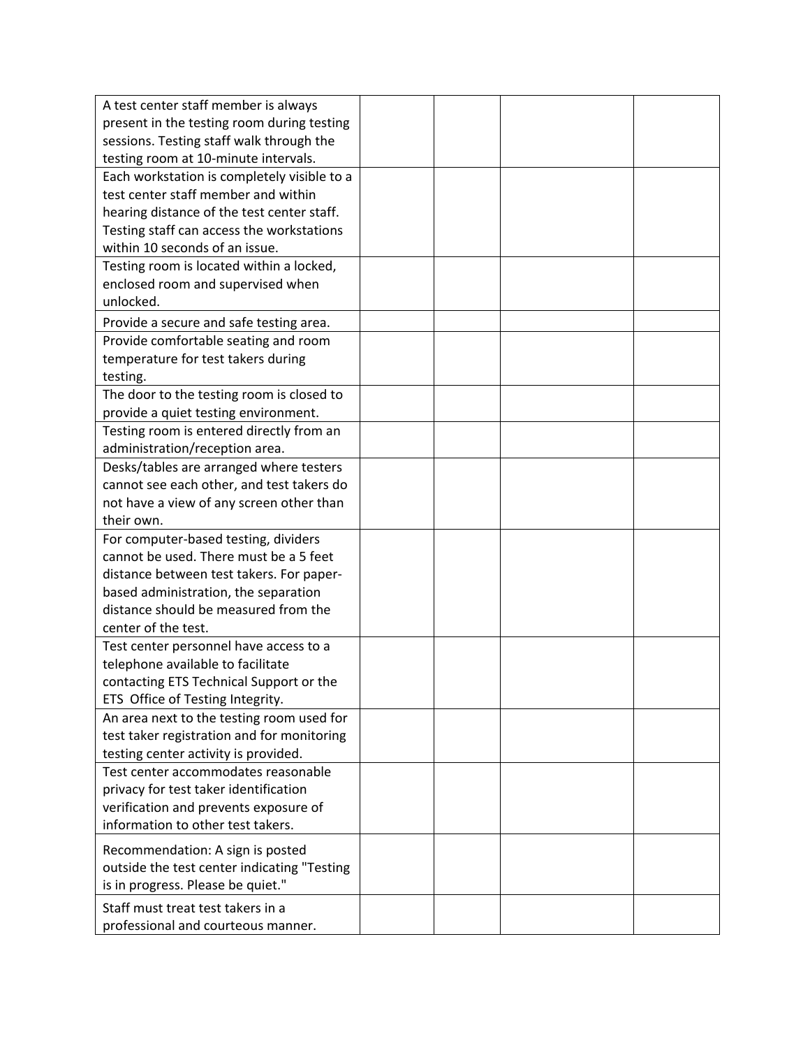| | | | | |
|---|---|---|---|---|
| A test center staff member is always present in the testing room during testing sessions. Testing staff walk through the testing room at 10-minute intervals. | | | | |
| Each workstation is completely visible to a test center staff member and within hearing distance of the test center staff. Testing staff can access the workstations within 10 seconds of an issue. | | | | |
| Testing room is located within a locked, enclosed room and supervised when unlocked. | | | | |
| Provide a secure and safe testing area. | | | | |
| Provide comfortable seating and room temperature for test takers during testing. | | | | |
| The door to the testing room is closed to provide a quiet testing environment. | | | | |
| Testing room is entered directly from an administration/reception area. | | | | |
| Desks/tables are arranged where testers cannot see each other, and test takers do not have a view of any screen other than their own. | | | | |
| For computer-based testing, dividers cannot be used. There must be a 5 feet distance between test takers. For paper-based administration, the separation distance should be measured from the center of the test. | | | | |
| Test center personnel have access to a telephone available to facilitate contacting ETS Technical Support or the ETS Office of Testing Integrity. | | | | |
| An area next to the testing room used for test taker registration and for monitoring testing center activity is provided. | | | | |
| Test center accommodates reasonable privacy for test taker identification verification and prevents exposure of information to other test takers. | | | | |
| Recommendation: A sign is posted outside the test center indicating "Testing is in progress. Please be quiet." | | | | |
| Staff must treat test takers in a professional and courteous manner. | | | | |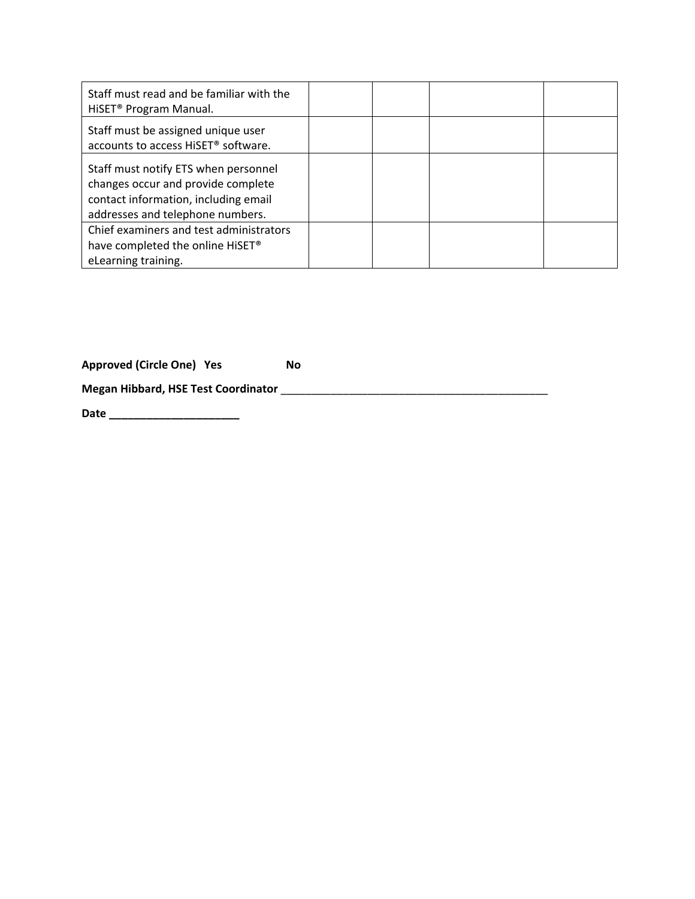| | | | | |
|---|---|---|---|---|
| Staff must read and be familiar with the HiSET® Program Manual. | | | | |
| Staff must be assigned unique user accounts to access HiSET® software. | | | | |
| Staff must notify ETS when personnel changes occur and provide complete contact information, including email addresses and telephone numbers. | | | | |
| Chief examiners and test administrators have completed the online HiSET® eLearning training. | | | | |

**Approved (Circle One) Yes No**

**Megan Hibbard, HSE Test Coordinator** _____________________________________________

**Date ______________________**